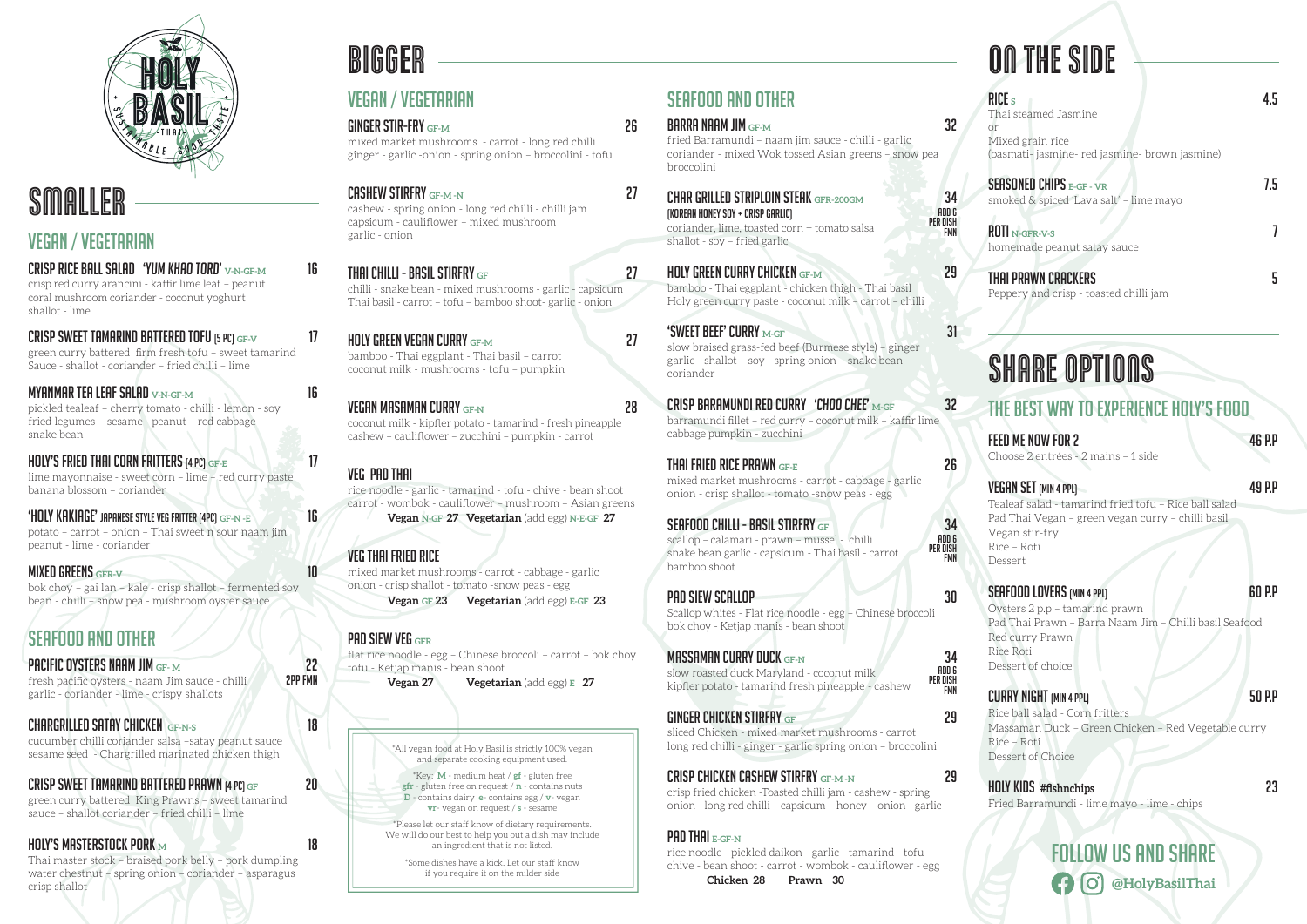HOLY BASIL

THAI · SUSTAINABLE GOOD TASTE

# SMALLER

## VEGAN / VEGETARIAN

**CRISP RICE BALL SALAD *'YUM KHAO TORD'*** V-N-GF-M — 16
crisp red curry arancini - kaffir lime leaf – peanut coral mushroom coriander - coconut yoghurt shallot - lime

**CRISP SWEET TAMARIND BATTERED TOFU (5 PC)** GF-V — 17
green curry battered firm fresh tofu – sweet tamarind Sauce - shallot - coriander – fried chilli – lime

**MYANMAR TEA LEAF SALAD** V-N-GF-M — 16
pickled tealeaf – cherry tomato - chilli - lemon - soy fried legumes - sesame – peanut – red cabbage snake bean

**HOLY'S FRIED THAI CORN FRITTERS (4 PC)** GF-E — 17
lime mayonnaise - sweet corn – lime – red curry paste banana blossom – coriander

**'HOLY KAKIAGE' JAPANESE STYLE VEG FRITTER (4PC)** GF-N -E — 16
potato – carrot – onion – Thai sweet n sour naam jim peanut - lime - coriander

**MIXED GREENS** GFR-V — 10
bok choy – gai lan – kale - crisp shallot – fermented soy bean - chilli – snow pea - mushroom oyster sauce

## SEAFOOD AND OTHER

**PACIFIC OYSTERS NAAM JIM** GF- M — 22 2PP FMN
fresh pacific oysters - naam Jim sauce - chilli garlic - coriander - lime - crispy shallots

**CHARGRILLED SATAY CHICKEN** GF-N-S — 18
cucumber chilli coriander salsa –satay peanut sauce sesame seed - Chargrilled marinated chicken thigh

**CRISP SWEET TAMARIND BATTERED PRAWN (4 PC)** GF — 20
green curry battered King Prawns – sweet tamarind sauce – shallot coriander – fried chilli – lime

**HOLY'S MASTERSTOCK PORK** M — 18
Thai master stock – braised pork belly – pork dumpling water chestnut – spring onion – coriander – asparagus crisp shallot

# BIGGER

## VEGAN / VEGETARIAN

**GINGER STIR-FRY** GF-M — 26
mixed market mushrooms - carrot - long red chilli ginger - garlic -onion - spring onion – broccolini - tofu

**CASHEW STIRFRY** GF-M -N — 27
cashew - spring onion - long red chilli - chilli jam capsicum - cauliflower – mixed mushroom garlic - onion

**THAI CHILLI - BASIL STIRFRY** GF — 27
chilli - snake bean - mixed mushrooms - garlic - capsicum Thai basil - carrot – tofu – bamboo shoot- garlic - onion

**HOLY GREEN VEGAN CURRY** GF-M — 27
bamboo - Thai eggplant - Thai basil – carrot coconut milk - mushrooms - tofu – pumpkin

**VEGAN MASAMAN CURRY** GF-N — 28
coconut milk - kipfler potato - tamarind - fresh pineapple cashew – cauliflower – zucchini – pumpkin - carrot

**VEG PAD THAI**
rice noodle - garlic - tamarind - tofu - chive - bean shoot carrot - wombok - cauliflower – mushroom – Asian greens
**Vegan** N-GF **27** **Vegetarian** (add egg) N-E-GF **27**

**VEG THAI FRIED RICE**
mixed market mushrooms - carrot - cabbage - garlic onion - crisp shallot - tomato -snow peas - egg
**Vegan** GF **23** **Vegetarian** (add egg) E-GF **23**

**PAD SIEW VEG** GFR
flat rice noodle - egg – Chinese broccoli – carrot – bok choy tofu - Ketjap manis - bean shoot
**Vegan 27** **Vegetarian** (add egg) E **27**

*All vegan food at Holy Basil is strictly 100% vegan and separate cooking equipment used.

*Key: **M** - medium heat / **gf** - gluten free **gfr** - gluten free on request / **n** - contains nuts **D** - contains dairy **e**- contains egg / **v**- vegan **vr**- vegan on request / **s** - sesame

*Please let our staff know of dietary requirements. We will do our best to help you out a dish may include an ingredient that is not listed.

*Some dishes have a kick. Let our staff know if you require it on the milder side

## SEAFOOD AND OTHER

**BARRA NAAM JIM** GF-M — 32
fried Barramundi – naam jim sauce - chilli - garlic coriander - mixed Wok tossed Asian greens – snow pea broccolini

**CHAR GRILLED STRIPLOIN STEAK** GFR-200GM — 34 ADD 6 PER DISH FMN
**(KOREAN HONEY SOY + CRISP GARLIC)**
coriander, lime, toasted corn + tomato salsa shallot - soy – fried garlic

**HOLY GREEN CURRY CHICKEN** GF-M — 29
bamboo - Thai eggplant - chicken thigh - Thai basil Holy green curry paste - coconut milk – carrot – chilli

**'SWEET BEEF' CURRY** M-GF — 31
slow braised grass-fed beef (Burmese style) – ginger garlic - shallot – soy - spring onion – snake bean coriander

**CRISP BARAMUNDI RED CURRY *'CHOO CHEE'*** M-GF — 32
barramundi fillet – red curry – coconut milk – kaffir lime cabbage pumpkin - zucchini

**THAI FRIED RICE PRAWN** GF-E — 26
mixed market mushrooms - carrot - cabbage - garlic onion - crisp shallot - tomato -snow peas - egg

**SEAFOOD CHILLI - BASIL STIRFRY** GF — 34 ADD 6 PER DISH FMN
scallop – calamari - prawn – mussel - chilli snake bean garlic - capsicum - Thai basil - carrot bamboo shoot

**PAD SIEW SCALLOP** — 30
Scallop whites - Flat rice noodle - egg – Chinese broccoli bok choy - Ketjap manis - bean shoot

**MASSAMAN CURRY DUCK** GF-N — 34 ADD 6 PER DISH FMN
slow roasted duck Maryland - coconut milk kipfler potato - tamarind fresh pineapple - cashew

**GINGER CHICKEN STIRFRY** GF — 29
sliced Chicken - mixed market mushrooms - carrot long red chilli - ginger - garlic spring onion – broccolini

**CRISP CHICKEN CASHEW STIRFRY** GF-M -N — 29
crisp fried chicken -Toasted chilli jam - cashew - spring onion - long red chilli – capsicum – honey – onion - garlic

**PAD THAI** E-GF-N
rice noodle - pickled daikon - garlic - tamarind - tofu chive - bean shoot - carrot - wombok - cauliflower - egg
**Chicken 28** **Prawn 30**

# ON THE SIDE

**RICE** S — 4.5
Thai steamed Jasmine
or
Mixed grain rice
(basmati- jasmine- red jasmine- brown jasmine)

**SEASONED CHIPS** E-GF - VR — 7.5
smoked & spiced 'Lava salt' – lime mayo

**ROTI** N-GFR-V-S — 7
homemade peanut satay sauce

**THAI PRAWN CRACKERS** — 5
Peppery and crisp - toasted chilli jam

# SHARE OPTIONS

## THE BEST WAY TO EXPERIENCE HOLY'S FOOD

**FEED ME NOW FOR 2** — 46 P.P
Choose 2 entrées - 2 mains – 1 side

**VEGAN SET (MIN 4 PPL)** — 49 P.P
Tealeaf salad - tamarind fried tofu – Rice ball salad
Pad Thai Vegan – green vegan curry – chilli basil
Vegan stir-fry
Rice – Roti
Dessert

**SEAFOOD LOVERS (MIN 4 PPL)** — 60 P.P
Oysters 2 p.p – tamarind prawn
Pad Thai Prawn – Barra Naam Jim – Chilli basil Seafood
Red curry Prawn
Rice Roti
Dessert of choice

**CURRY NIGHT (MIN 4 PPL)** — 50 P.P
Rice ball salad - Corn fritters
Massaman Duck – Green Chicken – Red Vegetable curry
Rice – Roti
Dessert of Choice

**HOLY KIDS #fishnchips** — 23
Fried Barramundi - lime mayo - lime - chips

## FOLLOW US AND SHARE

@HolyBasilThai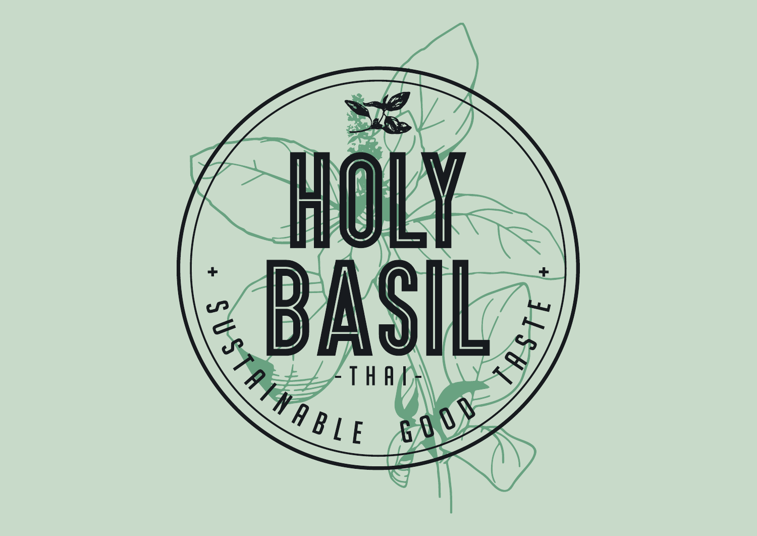# HOLY BASIL

-THAI-

+ SUSTAINABLE GOOD TASTE +